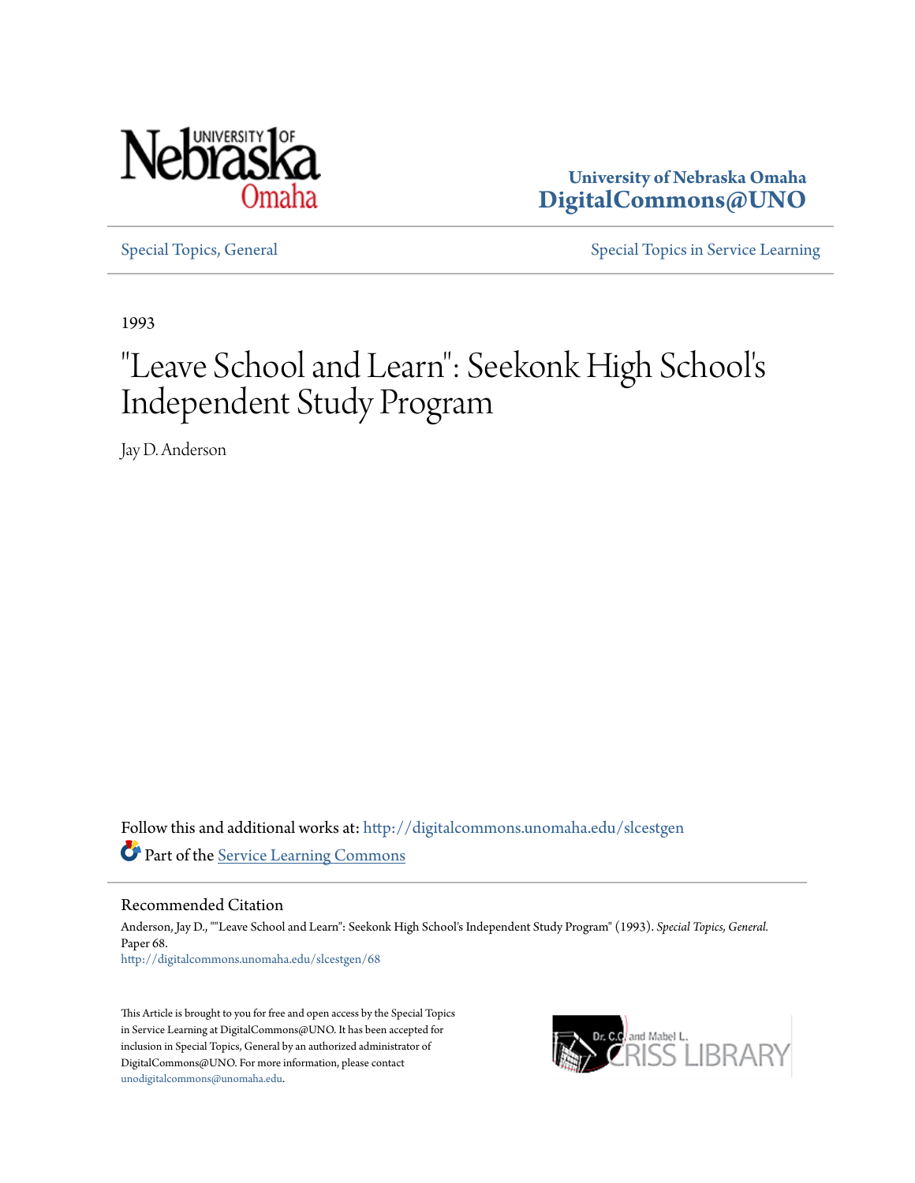University of Nebraska Omaha
**DigitalCommons@UNO**

Special Topics, General | Special Topics in Service Learning

1993

# "Leave School and Learn": Seekonk High School's Independent Study Program

Jay D. Anderson

Follow this and additional works at: http://digitalcommons.unomaha.edu/slcestgen

Part of the Service Learning Commons

## Recommended Citation

Anderson, Jay D., ""Leave School and Learn": Seekonk High School's Independent Study Program" (1993). *Special Topics, General.* Paper 68.
http://digitalcommons.unomaha.edu/slcestgen/68

This Article is brought to you for free and open access by the Special Topics in Service Learning at DigitalCommons@UNO. It has been accepted for inclusion in Special Topics, General by an authorized administrator of DigitalCommons@UNO. For more information, please contact unodigitalcommons@unomaha.edu.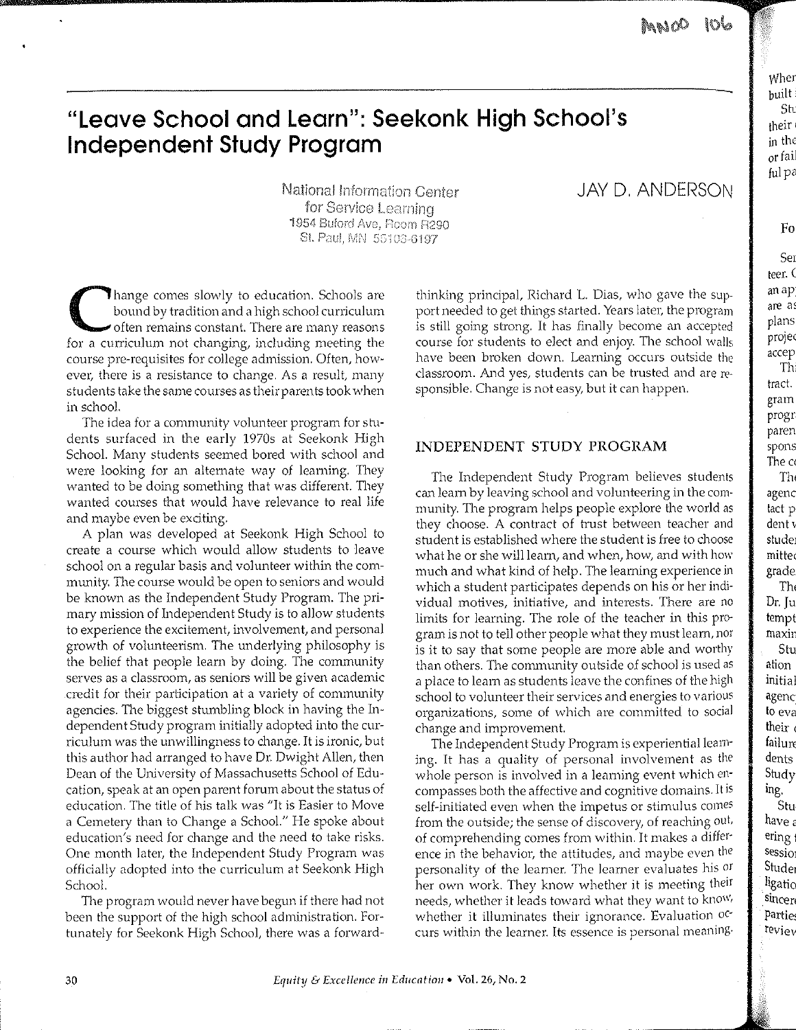# "Leave School and Learn": Seekonk High School's Independent Study Program

National Information Center
for Service Learning
1954 Buford Ave, Room R290
St. Paul, MN 55108-6197

JAY D. ANDERSON

Change comes slowly to education. Schools are bound by tradition and a high school curriculum often remains constant. There are many reasons for a curriculum not changing, including meeting the course pre-requisites for college admission. Often, however, there is a resistance to change. As a result, many students take the same courses as their parents took when in school.

The idea for a community volunteer program for students surfaced in the early 1970s at Seekonk High School. Many students seemed bored with school and were looking for an alternate way of learning. They wanted to be doing something that was different. They wanted courses that would have relevance to real life and maybe even be exciting.

A plan was developed at Seekonk High School to create a course which would allow students to leave school on a regular basis and volunteer within the community. The course would be open to seniors and would be known as the Independent Study Program. The primary mission of Independent Study is to allow students to experience the excitement, involvement, and personal growth of volunteerism. The underlying philosophy is the belief that people learn by doing. The community serves as a classroom, as seniors will be given academic credit for their participation at a variety of community agencies. The biggest stumbling block in having the Independent Study program initially adopted into the curriculum was the unwillingness to change. It is ironic, but this author had arranged to have Dr. Dwight Allen, then Dean of the University of Massachusetts School of Education, speak at an open parent forum about the status of education. The title of his talk was "It is Easier to Move a Cemetery than to Change a School." He spoke about education's need for change and the need to take risks. One month later, the Independent Study Program was officially adopted into the curriculum at Seekonk High School.

The program would never have begun if there had not been the support of the high school administration. Fortunately for Seekonk High School, there was a forward-thinking principal, Richard L. Dias, who gave the support needed to get things started. Years later, the program is still going strong. It has finally become an accepted course for students to elect and enjoy. The school walls have been broken down. Learning occurs outside the classroom. And yes, students can be trusted and are responsible. Change is not easy, but it can happen.

## INDEPENDENT STUDY PROGRAM

The Independent Study Program believes students can learn by leaving school and volunteering in the community. The program helps people explore the world as they choose. A contract of trust between teacher and student is established where the student is free to choose what he or she will learn, and when, how, and with how much and what kind of help. The learning experience in which a student participates depends on his or her individual motives, initiative, and interests. There are no limits for learning. The role of the teacher in this program is not to tell other people what they must learn, nor is it to say that some people are more able and worthy than others. The community outside of school is used as a place to learn as students leave the confines of the high school to volunteer their services and energies to various organizations, some of which are committed to social change and improvement.

The Independent Study Program is experiential learning. It has a quality of personal involvement as the whole person is involved in a learning event which encompasses both the affective and cognitive domains. It is self-initiated even when the impetus or stimulus comes from the outside; the sense of discovery, of reaching out, of comprehending comes from within. It makes a difference in the behavior, the attitudes, and maybe even the personality of the learner. The learner evaluates his or her own work. They know whether it is meeting their needs, whether it leads toward what they want to know, whether it illuminates their ignorance. Evaluation occurs within the learner. Its essence is personal meaning.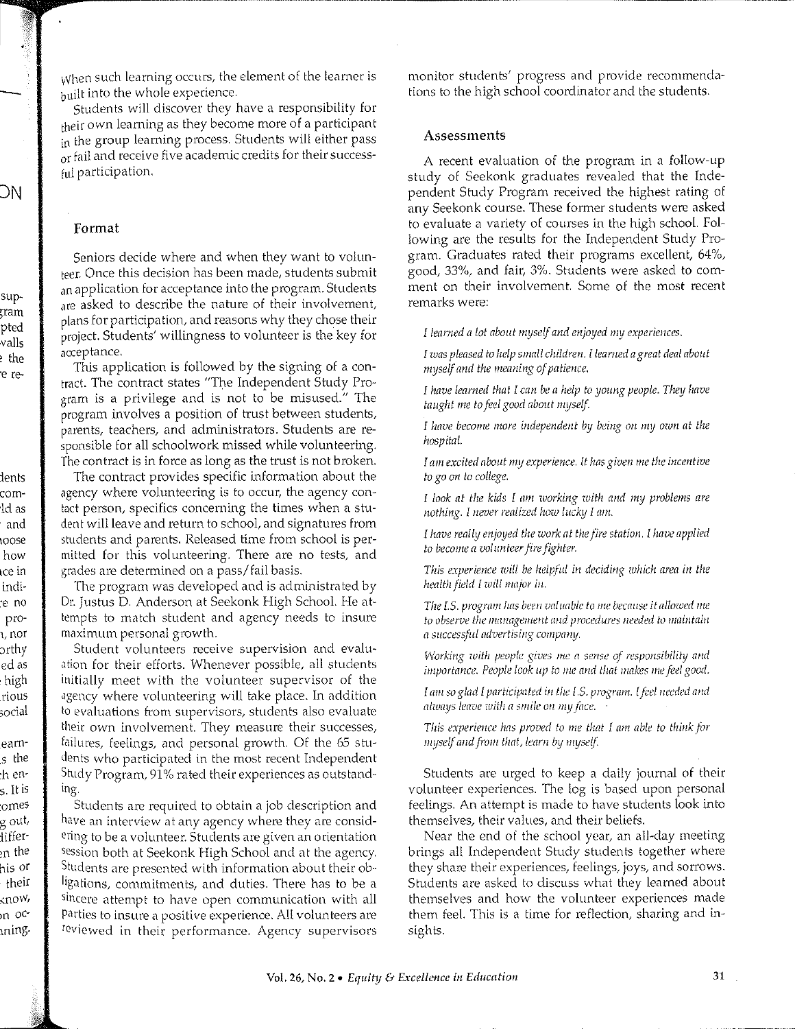When such learning occurs, the element of the learner is built into the whole experience.

Students will discover they have a responsibility for their own learning as they become more of a participant in the group learning process. Students will either pass or fail and receive five academic credits for their successful participation.

### Format

Seniors decide where and when they want to volunteer. Once this decision has been made, students submit an application for acceptance into the program. Students are asked to describe the nature of their involvement, plans for participation, and reasons why they chose their project. Students' willingness to volunteer is the key for acceptance.

This application is followed by the signing of a contract. The contract states "The Independent Study Program is a privilege and is not to be misused." The program involves a position of trust between students, parents, teachers, and administrators. Students are responsible for all schoolwork missed while volunteering. The contract is in force as long as the trust is not broken.

The contract provides specific information about the agency where volunteering is to occur, the agency contact person, specifics concerning the times when a student will leave and return to school, and signatures from students and parents. Released time from school is permitted for this volunteering. There are no tests, and grades are determined on a pass/fail basis.

The program was developed and is administrated by Dr. Justus D. Anderson at Seekonk High School. He attempts to match student and agency needs to insure maximum personal growth.

Student volunteers receive supervision and evaluation for their efforts. Whenever possible, all students initially meet with the volunteer supervisor of the agency where volunteering will take place. In addition to evaluations from supervisors, students also evaluate their own involvement. They measure their successes, failures, feelings, and personal growth. Of the 65 students who participated in the most recent Independent Study Program, 91% rated their experiences as outstanding.

Students are required to obtain a job description and have an interview at any agency where they are considering to be a volunteer. Students are given an orientation session both at Seekonk High School and at the agency. Students are presented with information about their obligations, commitments, and duties. There has to be a sincere attempt to have open communication with all parties to insure a positive experience. All volunteers are reviewed in their performance. Agency supervisors monitor students' progress and provide recommendations to the high school coordinator and the students.

### Assessments

A recent evaluation of the program in a follow-up study of Seekonk graduates revealed that the Independent Study Program received the highest rating of any Seekonk course. These former students were asked to evaluate a variety of courses in the high school. Following are the results for the Independent Study Program. Graduates rated their programs excellent, 64%, good, 33%, and fair, 3%. Students were asked to comment on their involvement. Some of the most recent remarks were:

*I learned a lot about myself and enjoyed my experiences.*

*I was pleased to help small children. I learned a great deal about myself and the meaning of patience.*

*I have learned that I can be a help to young people. They have taught me to feel good about myself.*

*I have become more independent by being on my own at the hospital.*

*I am excited about my experience. It has given me the incentive to go on to college.*

*I look at the kids I am working with and my problems are nothing. I never realized how lucky I am.*

*I have really enjoyed the work at the fire station. I have applied to become a volunteer fire fighter.*

*This experience will be helpful in deciding which area in the health field I will major in.*

*The I.S. program has been valuable to me because it allowed me to observe the management and procedures needed to maintain a successful advertising company.*

*Working with people gives me a sense of responsibility and importance. People look up to me and that makes me feel good.*

*I am so glad I participated in the I.S. program. I feel needed and always leave with a smile on my face.*

*This experience has proved to me that I am able to think for myself and from that, learn by myself.*

Students are urged to keep a daily journal of their volunteer experiences. The log is based upon personal feelings. An attempt is made to have students look into themselves, their values, and their beliefs.

Near the end of the school year, an all-day meeting brings all Independent Study students together where they share their experiences, feelings, joys, and sorrows. Students are asked to discuss what they learned about themselves and how the volunteer experiences made them feel. This is a time for reflection, sharing and insights.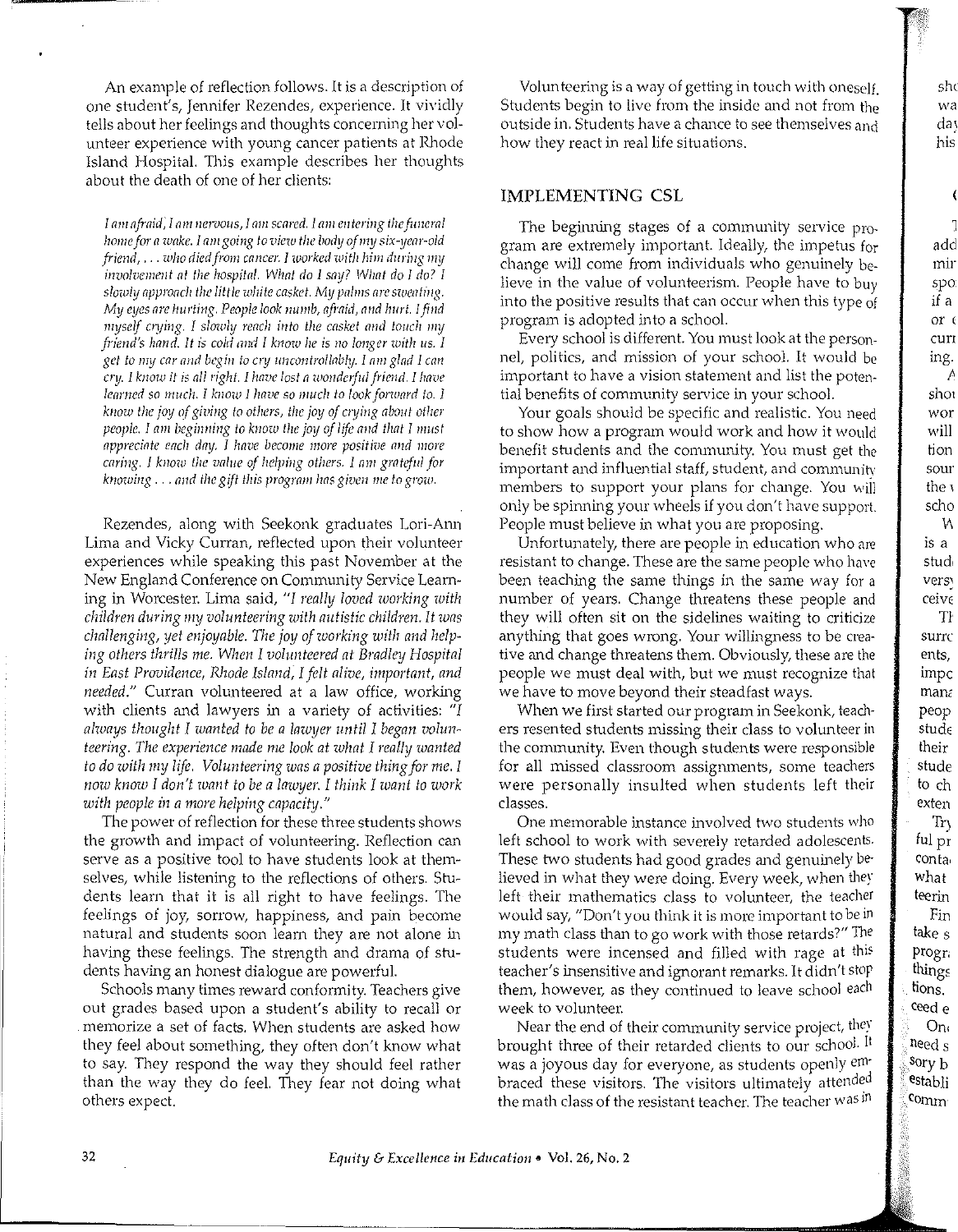An example of reflection follows. It is a description of one student's, Jennifer Rezendes, experience. It vividly tells about her feelings and thoughts concerning her volunteer experience with young cancer patients at Rhode Island Hospital. This example describes her thoughts about the death of one of her clients:

> *I am afraid, I am nervous, I am scared. I am entering the funeral home for a wake. I am going to view the body of my six-year-old friend, . . . who died from cancer. I worked with him during my involvement at the hospital. What do I say? What do I do? I slowly approach the little white casket. My palms are sweating. My eyes are hurting. People look numb, afraid, and hurt. I find myself crying. I slowly reach into the casket and touch my friend's hand. It is cold and I know he is no longer with us. I get to my car and begin to cry uncontrollably. I am glad I can cry. I know it is all right. I have lost a wonderful friend. I have learned so much. I know I have so much to look forward to. I know the joy of giving to others, the joy of crying about other people. I am beginning to know the joy of life and that I must appreciate each day. I have become more positive and more caring. I know the value of helping others. I am grateful for knowing . . . and the gift this program has given me to grow.*

Rezendes, along with Seekonk graduates Lori-Ann Lima and Vicky Curran, reflected upon their volunteer experiences while speaking this past November at the New England Conference on Community Service Learning in Worcester. Lima said, "*I really loved working with children during my volunteering with autistic children. It was challenging, yet enjoyable. The joy of working with and helping others thrills me. When I volunteered at Bradley Hospital in East Providence, Rhode Island, I felt alive, important, and needed.*" Curran volunteered at a law office, working with clients and lawyers in a variety of activities: "*I always thought I wanted to be a lawyer until I began volunteering. The experience made me look at what I really wanted to do with my life. Volunteering was a positive thing for me. I now know I don't want to be a lawyer. I think I want to work with people in a more helping capacity.*"

The power of reflection for these three students shows the growth and impact of volunteering. Reflection can serve as a positive tool to have students look at themselves, while listening to the reflections of others. Students learn that it is all right to have feelings. The feelings of joy, sorrow, happiness, and pain become natural and students soon learn they are not alone in having these feelings. The strength and drama of students having an honest dialogue are powerful.

Schools many times reward conformity. Teachers give out grades based upon a student's ability to recall or memorize a set of facts. When students are asked how they feel about something, they often don't know what to say. They respond the way they should feel rather than the way they do feel. They fear not doing what others expect.

Volunteering is a way of getting in touch with oneself. Students begin to live from the inside and not from the outside in. Students have a chance to see themselves and how they react in real life situations.

## IMPLEMENTING CSL

The beginning stages of a community service program are extremely important. Ideally, the impetus for change will come from individuals who genuinely believe in the value of volunteerism. People have to buy into the positive results that can occur when this type of program is adopted into a school.

Every school is different. You must look at the personnel, politics, and mission of your school. It would be important to have a vision statement and list the potential benefits of community service in your school.

Your goals should be specific and realistic. You need to show how a program would work and how it would benefit students and the community. You must get the important and influential staff, student, and community members to support your plans for change. You will only be spinning your wheels if you don't have support. People must believe in what you are proposing.

Unfortunately, there are people in education who are resistant to change. These are the same people who have been teaching the same things in the same way for a number of years. Change threatens these people and they will often sit on the sidelines waiting to criticize anything that goes wrong. Your willingness to be creative and change threatens them. Obviously, these are the people we must deal with, but we must recognize that we have to move beyond their steadfast ways.

When we first started our program in Seekonk, teachers resented students missing their class to volunteer in the community. Even though students were responsible for all missed classroom assignments, some teachers were personally insulted when students left their classes.

One memorable instance involved two students who left school to work with severely retarded adolescents. These two students had good grades and genuinely believed in what they were doing. Every week, when they left their mathematics class to volunteer, the teacher would say, "Don't you think it is more important to be in my math class than to go work with those retards?" The students were incensed and filled with rage at this teacher's insensitive and ignorant remarks. It didn't stop them, however, as they continued to leave school each week to volunteer.

Near the end of their community service project, they brought three of their retarded clients to our school. It was a joyous day for everyone, as students openly embraced these visitors. The visitors ultimately attended the math class of the resistant teacher. The teacher was in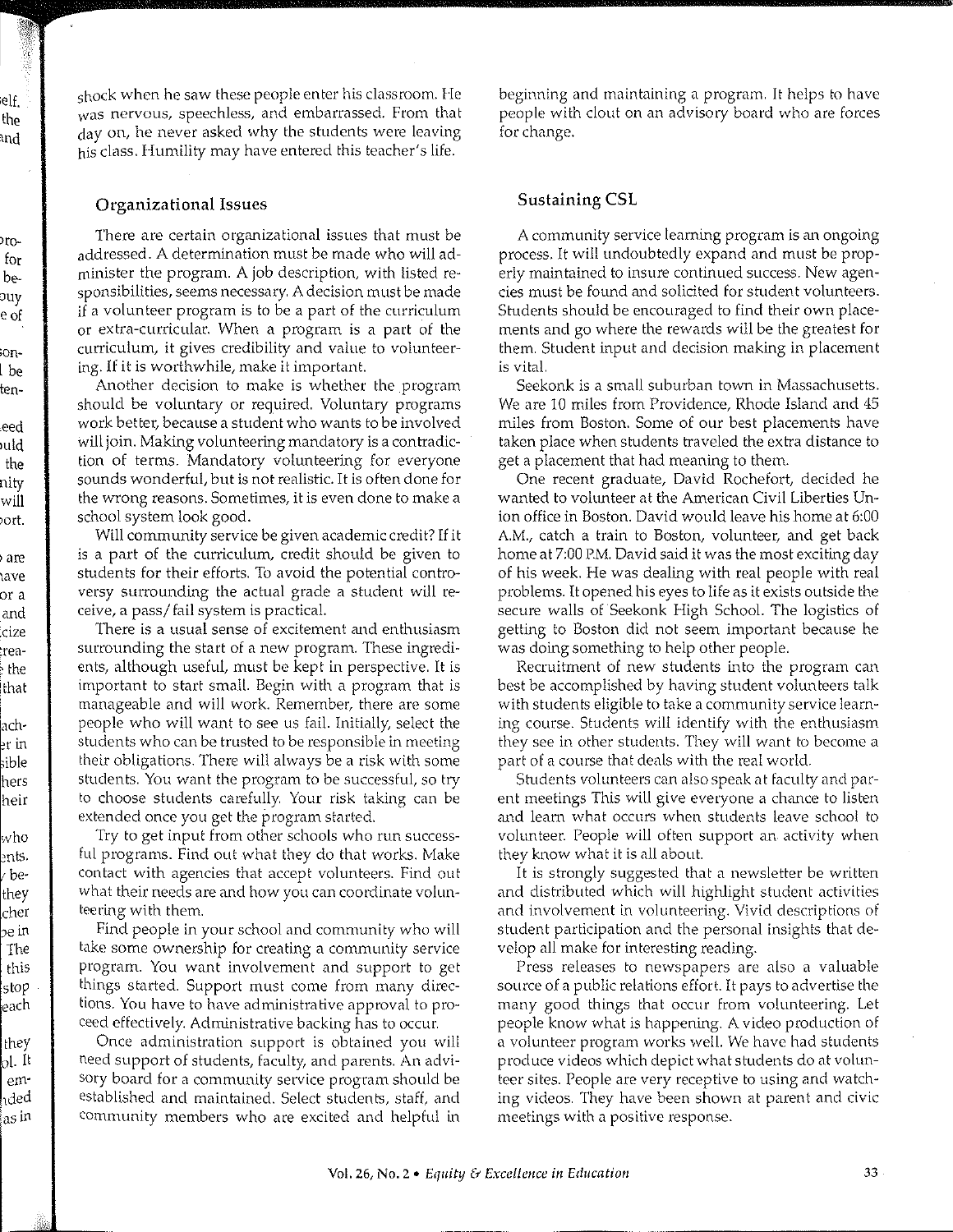shock when he saw these people enter his classroom. He was nervous, speechless, and embarrassed. From that day on, he never asked why the students were leaving his class. Humility may have entered this teacher's life.

### Organizational Issues

There are certain organizational issues that must be addressed. A determination must be made who will administer the program. A job description, with listed responsibilities, seems necessary. A decision must be made if a volunteer program is to be a part of the curriculum or extra-curricular. When a program is a part of the curriculum, it gives credibility and value to volunteering. If it is worthwhile, make it important.

Another decision to make is whether the program should be voluntary or required. Voluntary programs work better, because a student who wants to be involved will join. Making volunteering mandatory is a contradiction of terms. Mandatory volunteering for everyone sounds wonderful, but is not realistic. It is often done for the wrong reasons. Sometimes, it is even done to make a school system look good.

Will community service be given academic credit? If it is a part of the curriculum, credit should be given to students for their efforts. To avoid the potential controversy surrounding the actual grade a student will receive, a pass/fail system is practical.

There is a usual sense of excitement and enthusiasm surrounding the start of a new program. These ingredients, although useful, must be kept in perspective. It is important to start small. Begin with a program that is manageable and will work. Remember, there are some people who will want to see us fail. Initially, select the students who can be trusted to be responsible in meeting their obligations. There will always be a risk with some students. You want the program to be successful, so try to choose students carefully. Your risk taking can be extended once you get the program started.

Try to get input from other schools who run successful programs. Find out what they do that works. Make contact with agencies that accept volunteers. Find out what their needs are and how you can coordinate volunteering with them.

Find people in your school and community who will take some ownership for creating a community service program. You want involvement and support to get things started. Support must come from many directions. You have to have administrative approval to proceed effectively. Administrative backing has to occur.

Once administration support is obtained you will need support of students, faculty, and parents. An advisory board for a community service program should be established and maintained. Select students, staff, and community members who are excited and helpful in beginning and maintaining a program. It helps to have people with clout on an advisory board who are forces for change.

### Sustaining CSL

A community service learning program is an ongoing process. It will undoubtedly expand and must be properly maintained to insure continued success. New agencies must be found and solicited for student volunteers. Students should be encouraged to find their own placements and go where the rewards will be the greatest for them. Student input and decision making in placement is vital.

Seekonk is a small suburban town in Massachusetts. We are 10 miles from Providence, Rhode Island and 45 miles from Boston. Some of our best placements have taken place when students traveled the extra distance to get a placement that had meaning to them.

One recent graduate, David Rochefort, decided he wanted to volunteer at the American Civil Liberties Union office in Boston. David would leave his home at 6:00 A.M., catch a train to Boston, volunteer, and get back home at 7:00 P.M. David said it was the most exciting day of his week. He was dealing with real people with real problems. It opened his eyes to life as it exists outside the secure walls of Seekonk High School. The logistics of getting to Boston did not seem important because he was doing something to help other people.

Recruitment of new students into the program can best be accomplished by having student volunteers talk with students eligible to take a community service learning course. Students will identify with the enthusiasm they see in other students. They will want to become a part of a course that deals with the real world.

Students volunteers can also speak at faculty and parent meetings This will give everyone a chance to listen and learn what occurs when students leave school to volunteer. People will often support an activity when they know what it is all about.

It is strongly suggested that a newsletter be written and distributed which will highlight student activities and involvement in volunteering. Vivid descriptions of student participation and the personal insights that develop all make for interesting reading.

Press releases to newspapers are also a valuable source of a public relations effort. It pays to advertise the many good things that occur from volunteering. Let people know what is happening. A video production of a volunteer program works well. We have had students produce videos which depict what students do at volunteer sites. People are very receptive to using and watching videos. They have been shown at parent and civic meetings with a positive response.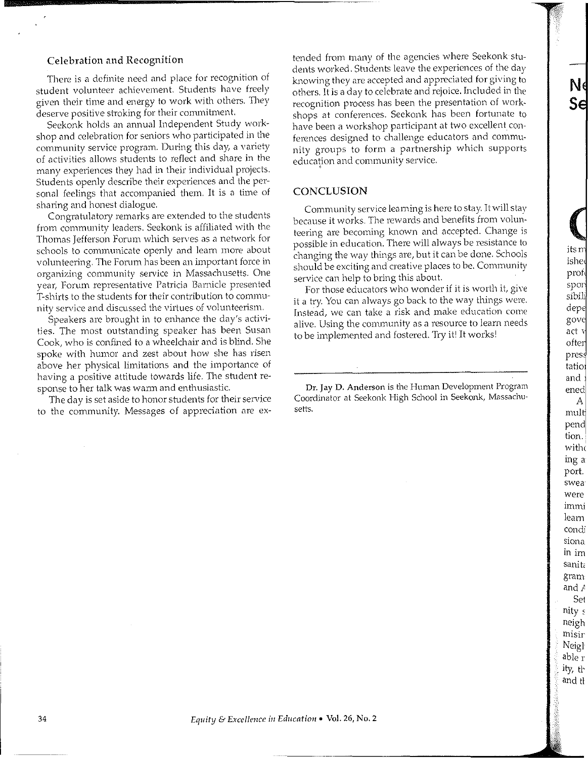### Celebration and Recognition

There is a definite need and place for recognition of student volunteer achievement. Students have freely given their time and energy to work with others. They deserve positive stroking for their commitment.

Seekonk holds an annual Independent Study workshop and celebration for seniors who participated in the community service program. During this day, a variety of activities allows students to reflect and share in the many experiences they had in their individual projects. Students openly describe their experiences and the personal feelings that accompanied them. It is a time of sharing and honest dialogue.

Congratulatory remarks are extended to the students from community leaders. Seekonk is affiliated with the Thomas Jefferson Forum which serves as a network for schools to communicate openly and learn more about volunteering. The Forum has been an important force in organizing community service in Massachusetts. One year, Forum representative Patricia Barnicle presented T-shirts to the students for their contribution to community service and discussed the virtues of volunteerism.

Speakers are brought in to enhance the day's activities. The most outstanding speaker has been Susan Cook, who is confined to a wheelchair and is blind. She spoke with humor and zest about how she has risen above her physical limitations and the importance of having a positive attitude towards life. The student response to her talk was warm and enthusiastic.

The day is set aside to honor students for their service to the community. Messages of appreciation are extended from many of the agencies where Seekonk students worked. Students leave the experiences of the day knowing they are accepted and appreciated for giving to others. It is a day to celebrate and rejoice. Included in the recognition process has been the presentation of workshops at conferences. Seekonk has been fortunate to have been a workshop participant at two excellent conferences designed to challenge educators and community groups to form a partnership which supports education and community service.

## CONCLUSION

Community service learning is here to stay. It will stay because it works. The rewards and benefits from volunteering are becoming known and accepted. Change is possible in education. There will always be resistance to changing the way things are, but it can be done. Schools should be exciting and creative places to be. Community service can help to bring this about.

For those educators who wonder if it is worth it, give it a try. You can always go back to the way things were. Instead, we can take a risk and make education come alive. Using the community as a resource to learn needs to be implemented and fostered. Try it! It works!

---

Dr. Jay D. Anderson is the Human Development Program Coordinator at Seekonk High School in Seekonk, Massachusetts.